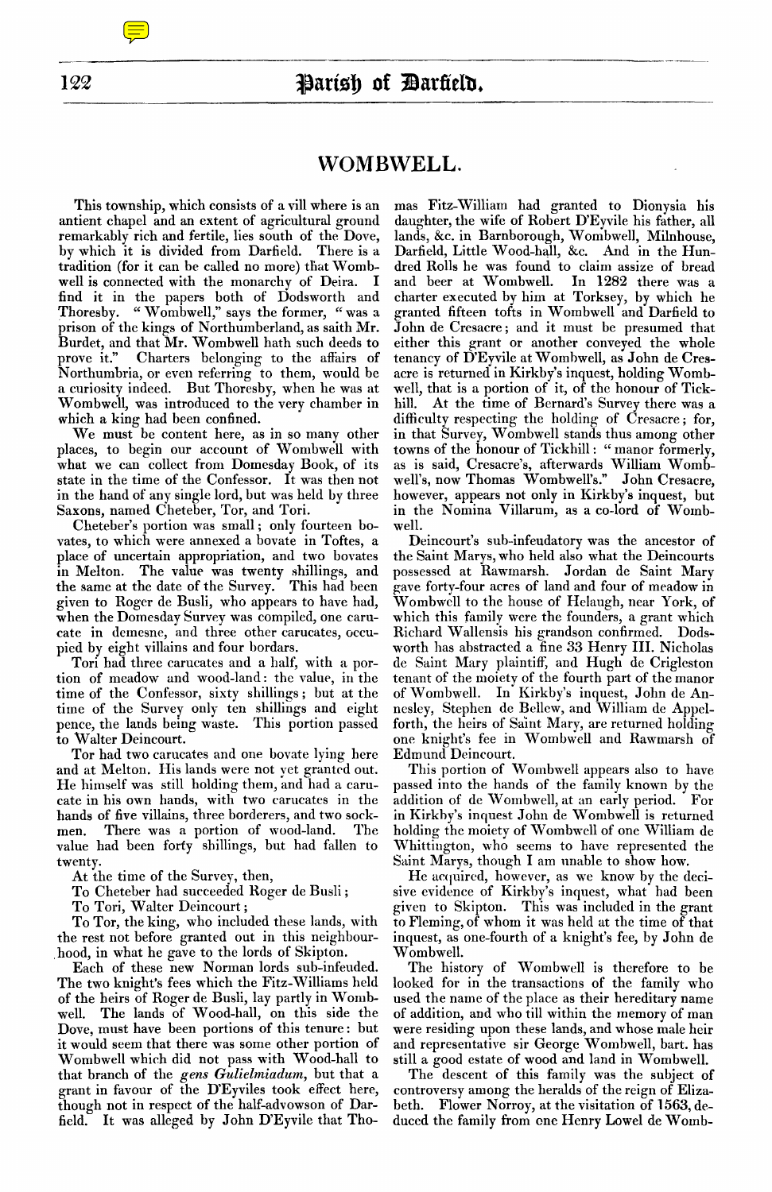# WOMBWELL.

This township, which consists of a vill where is an antient chapel and an extent of agricultural ground remarkably rich and fertile, lies south of the Dove, by which it is divided from Darfield. There is a tradition (for it can be called no more) that Wombwell is connected with the monarchy of Deira. I find it in the papers both of Dodsworth and Thoresby. "Wombwell," says the former, "was a prison of the kings of Northumberland, as saith Mr. Burdet, and that Mr. Wombwell hath such deeds to prove it." Charters belonging to the affairs of Northumbria, or even referring to them, would be a curiosity indeed. But Thoresby, when he was at Wombwell, was introduced to the very chamber in which a king had been confined.

We must be content here, as in so many other places, to begin our account of Wombwell with what we can collect from Domesday Book, of its state in the time of the Confessor. It was then not in the hand of any single lord, but was held by three Saxons, named Cheteber, Tor, and Tori.

Cheteber's portion was small; only fourteen bovates, to which were annexed a bovate in Toftes, a place of uncertain appropriation, and two bovates in Melton. The value was twenty shillings, and the same at the date of the Survey. This had been given to Roger de Busli, who appears to have had, when the Domesday Survey was compiled, one carucate in demesne, and three other carucates, occupied by eight villains and four bordars.

Tori had three carucates and a half, with a portion of meadow and wood-land: the value, in the time of the Confessor, sixty shillings; but at the time of the Survey only ten shillings and eight pence, the lands being waste. This portion passed to Walter Deincourt.

Tor had two carucates and one bovate lying here and at Melton. His lands were not yet granted out. He himself was still holding them, and had a carucate in his own hands, with two carucates in the hands of five villains, three borderers, and two sockmen. There was a portion of wood-land. The value had been forty shillings, but had fallen to twenty.

At the time of the Survey, then,

To Cheteber had succeeded Roger de Busli;

To Tori, Walter Deincourt;

To Tor, the king, who included these lands, with the rest not before granted out in this neighbourhood, in what he gave to the lords of Skipton.

Each of these new Norman lords sub-infeuded. The two knight's fees which the Fitz-Williams held of the heirs of Roger de Busli, lay partly in Wombwell. The lands of Wood-hall, on this side the Dove, must have been portions of this tenure: but it would seem that there was some other portion of Wombwell which did not pass with Wood-hall to that branch of the *gens Gulielmiadum*, but that a grant in favour of the D'Eyviles took effect here, though not in respect of the half-advowson of Darfield. It was alleged by John D'Eyvile that Thomas Fitz-William had granted to Dionysia his daughter, the wife of Robert D'Eyvile his father, all lands, &c. in Barnborough, Wombwell, Milnhouse, Darfield, Little Wood-hall, &c. And in the Hundred Rolls he was found to claim assize of bread and beer at Wombwell. In 1282 there was a charter executed by him at Torksey, by which he granted fifteen tofts in Wombwell and Darfield to John de Cresacre; and it must be presumed that either this grant or another conveyed the whole tenancy of D'Eyvile at Wombwell, as John de Cresacre is returned in Kirkby's inquest, holding Wombwell, that is a portion of it, of the honour of Tickhill. At the time of Bernard's Survey there was a difficulty respecting the holding of Cresacre; for, in that Survey, Wombwell stands thus among other towns of the honour of Tickhill: "manor formerly, as is said, Cresacre's, afterwards William Wombwell's, now Thomas Wombwell's." John Cresacre, however, appears not only in Kirkby's inquest, but in the Nomina Villarum, as a co-lord of Wombwell.

Deincourt's sub-infeudatory was the ancestor of the Saint Marys, who held also what the Deincourts possessed at Rawmarsh. Jordan de Saint Mary gave forty-four acres of land and four of meadow in Wombwell to the house of Helaugh, near York, of which this family were the founders, a grant which Richard Wallensis his grandson confirmed. Dodsworth has abstracted a fine 33 Henry III. Nicholas de Saint Mary plaintiff, and Hugh de Crigleston tenant of the moiety of the fourth part of the manor of Wombwell. In Kirkby's inquest, John de Annesley, Stephen de Bellew, and William de Appelforth, the heirs of Saint Mary, are returned holding one knight's fee in Wombwell and Rawmarsh of Edmund Deincourt.

This portion of Wombwell appears also to have passed into the hands of the family known by the addition of de Wombwell, at an early period. For in Kirkby's inquest John de Wombwell is returned holding the moiety of Wombwell of one William de Whittington, who seems to have represented the Saint Marys, though I am unable to show how.

He acquired, however, as we know by the decisive evidence of Kirkby's inquest, what had been given to Skipton. This was included in the grant to Fleming, of whom it was held at the time of that inquest, as one-fourth of a knight's fee, by John de Wombwell.

The history of Wombwell is therefore to be looked for in the transactions of the family who used the name of the place as their hereditary name of addition, and who till within the memory of man were residing upon these lands, and whose male heir and representative sir George Wombwell, bart. has still a good estate of wood and land in Wombwell.

The descent of this family was the subject of controversy among the heralds of the reign of Elizabeth. Flower Norroy, at the visitation of 1563, deduced the family from one Henry Lowel de Womb-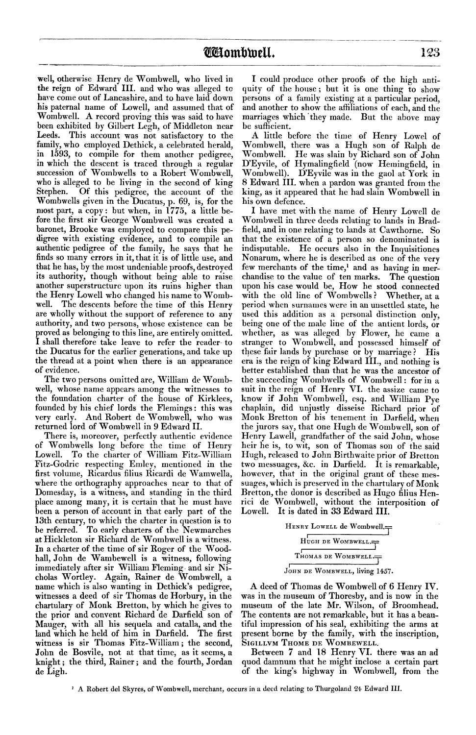well, otherwise Henry de Wombwell, who lived in the reign of Edward III. and who was alleged to have come out of Lancashire, and to have laid down his paternal name of Lowell, and assumed that of Wombwell. A record proving this was said to have been exhibited by Gilbert Legh, of Middleton near Leeds. This account was not satisfactory to the family, who employed Dethick, a celebrated herald, in 1593, to compile for them another pedigree, in which the descent is traced through a regular succession of Wombwells to a Robert Wombwell, who is alleged to be living in the second of king Stephen. Of this pedigree, the account of the Wombwells given in the Ducatus, p. 69, is, for the most part, a copy: but when, in 1775, a little before the first sir George Wombwell was created a baronet, Brooke was employed to compare this pedigree with existing evidence, and to compile an authentic pedigree of the family, he says that he finds so many errors in it, that it is of little use, and that he has, by the most undeniable proofs, destroyed its authority, without being able to raise another superstructure upon its ruins higher than the Henry Lowell who changed his name to Wombwell. The descents before the time of this Henry are wholly without the support of reference to any authority, and two persons, whose existence can be proved as belonging to this line, are entirely omitted. I shall therefore take leave to refer the reader to the Ducatus for the earlier generations, and take up the thread at a point when there is an appearance of evidence.

The two persons omitted are, William de Wombwell, whose name appears among the witnesses to the foundation charter of the house of Kirklees, founded by his chief lords the Flemings: this was very early. And Robert de Wombwell, who was returned lord of Wombwell in 9 Edward II.

There is, moreover, perfectly authentic evidence of Wombwells long before the time of Henry Lowell. To the charter of William Fitz-William Fitz-Godric respecting Emley, mentioned in the first volume, Ricardus filius Ricardi de Wamwella, where the orthography approaches near to that of Domesday, is a witness, and standing in the third place among many, it is certain that he must have been a person of account in that early part of the 13th century, to which the charter in question is to be referred. To early charters of the Newmarches at Hickleton sir Richard de Wombwell is a witness. In a charter of the time of sir Roger of the Woodhall, John de Wambewell is a witness, following immediately after sir William Fleming and sir Nicholas Wortley. Again, Rainer de Wombwell, a name which is also wanting in Dethick's pedigree, witnesses a deed of sir Thomas de Horbury, in the chartulary of Monk Bretton, by which he gives to the prior and convent Richard de Darfield son of Mauger, with all his sequela and catalla, and the land which he held of him in Darfield. The first witness is sir Thomas Fitz-William; the second, John de Bosvile, not at that time, as it seems, a knight; the third, Rainer; and the fourth, Jordan de Ligh.

I could produce other proofs of the high antiquity of the house; but it is one thing to show persons of a family existing at a particular period, and another to show the affiliations of each, and the marriages which they made. But the above may be sufficient.

A little before the time of Henry Lowel of Wombwell, there was a Hugh son of Ralph de Wombwell. He was slain by Richard son of John D'Eyvile, of Hymalingfield (now Hemingfield, in Wombwell). D'Eyvile was in the gaol at York in 8 Edward III. when a pardon was granted from the king, as it appeared that he had slain Wombwell in his own defence.

I have met with the name of Henry Lowell de Wombwell in three deeds relating to lands in Bradfield, and in one relating to lands at Cawthorne. So that the existence of a person so denominated is indisputable. He occurs also in the Inquisitiones Nonarum, where he is described as one of the very few merchants of the time,[1] and as having in merchandise to the value of ten marks. The question upon his case would be, How he stood connected with the old line of Wombwells? Whether, at a period when surnames were in an unsettled state, he used this addition as a personal distinction only, being one of the male line of the antient lords, or whether, as was alleged by Flower, he came a stranger to Wombwell, and possessed himself of these fair lands by purchase or by marriage? His era is the reign of king Edward III., and nothing is better established than that he was the ancestor of the succeeding Wombwells of Wombwell: for in a suit in the reign of Henry VI. the assize came to know if John Wombwell, esq. and William Pye chaplain, did unjustly disseise Richard prior of Monk Bretton of his tenement in Darfield, when the jurors say, that one Hugh de Wombwell, son of Henry Lawell, grandfather of the said John, whose heir he is, to wit, son of Thomas son of the said Hugh, released to John Birthwaite prior of Bretton two messuages, &c. in Darfield. It is remarkable, however, that in the original grant of these messuages, which is preserved in the chartulary of Monk Bretton, the donor is described as Hugo filius Henrici de Wombwell, without the interposition of Lowell. It is dated in 33 Edward III.

HENRY LOWELL de Wombwell.=
|
HUGH DE WOMBWELL.=
|
THOMAS DE WOMBWELL.=
|
JOHN DE WOMBWELL, living 1457.

A deed of Thomas de Wombwell of 6 Henry IV. was in the museum of Thoresby, and is now in the museum of the late Mr. Wilson, of Broomhead. The contents are not remarkable, but it has a beautiful impression of his seal, exhibiting the arms at present borne by the family, with the inscription, SIGILLVM THOME DE WOMBEWELL.

Between 7 and 18 Henry VI. there was an ad quod damnum that he might inclose a certain part of the king's highway in Wombwell, from the

[1] A Robert del Skyres, of Wombwell, merchant, occurs in a deed relating to Thurgoland 24 Edward III.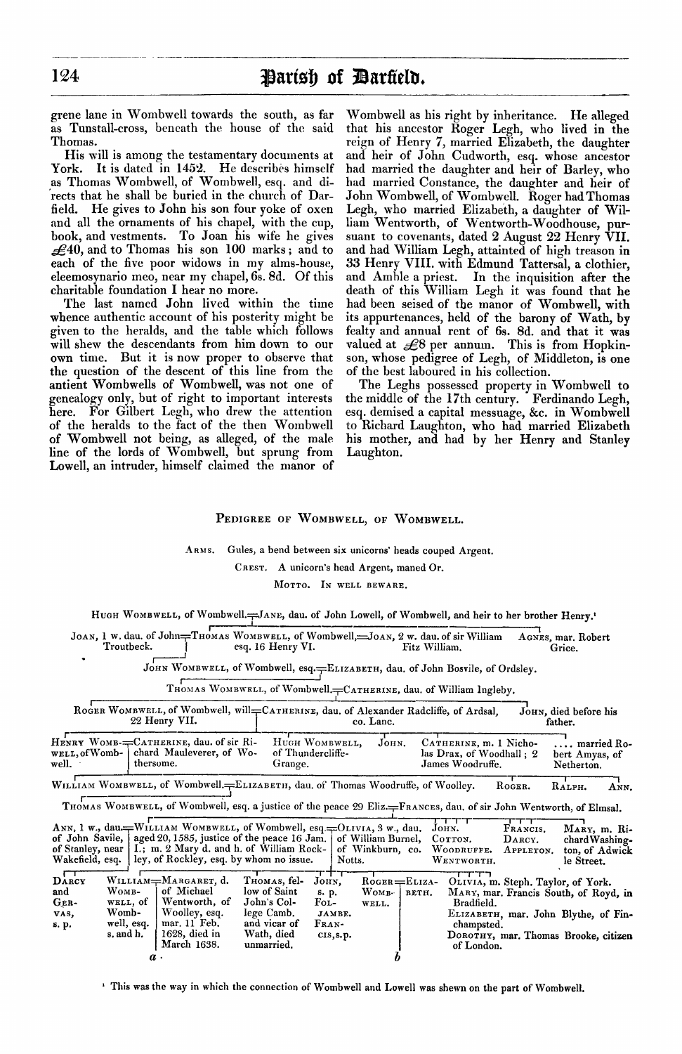grene lane in Wombwell towards the south, as far as Tunstall-cross, beneath the house of the said Thomas.

His will is among the testamentary documents at York. It is dated in 1452. He describes himself as Thomas Wombwell, of Wombwell, esq. and directs that he shall be buried in the church of Darfield. He gives to John his son four yoke of oxen and all the ornaments of his chapel, with the cup, book, and vestments. To Joan his wife he gives £40, and to Thomas his son 100 marks; and to each of the five poor widows in my alms-house, eleemosynario meo, near my chapel, 6s. 8d. Of this charitable foundation I hear no more.

The last named John lived within the time whence authentic account of his posterity might be given to the heralds, and the table which follows will shew the descendants from him down to our own time. But it is now proper to observe that the question of the descent of this line from the antient Wombwells of Wombwell, was not one of genealogy only, but of right to important interests here. For Gilbert Legh, who drew the attention of the heralds to the fact of the then Wombwell of Wombwell not being, as alleged, of the male line of the lords of Wombwell, but sprung from Lowell, an intruder, himself claimed the manor of Wombwell as his right by inheritance. He alleged that his ancestor Roger Legh, who lived in the reign of Henry 7, married Elizabeth, the daughter and heir of John Cudworth, esq. whose ancestor had married the daughter and heir of Barley, who had married Constance, the daughter and heir of John Wombwell, of Wombwell. Roger had Thomas Legh, who married Elizabeth, a daughter of William Wentworth, of Wentworth-Woodhouse, pursuant to covenants, dated 2 August 22 Henry VII. and had William Legh, attainted of high treason in 33 Henry VIII. with Edmund Tattersal, a clothier, and Amble a priest. In the inquisition after the death of this William Legh it was found that he had been seised of the manor of Wombwell, with its appurtenances, held of the barony of Wath, by fealty and annual rent of 6s. 8d. and that it was valued at £8 per annum. This is from Hopkinson, whose pedigree of Legh, of Middleton, is one of the best laboured in his collection.

The Leghs possessed property in Wombwell to the middle of the 17th century. Ferdinando Legh, esq. demised a capital messuage, &c. in Wombwell to Richard Laughton, who had married Elizabeth his mother, and had by her Henry and Stanley Laughton.

## Pedigree of Wombwell, of Wombwell.

Arms. Gules, a bend between six unicorns' heads couped Argent.

Crest. A unicorn's head Argent, maned Or.

Motto. In well beware.

Hugh Wombwell, of Wombwell. = Jane, dau. of John Lowell, of Wombwell, and heir to her brother Henry.[1]

Joan, 1 w. dau. of John Troutbeck. = Thomas Wombwell, of Wombwell, esq. 16 Henry VI. = Joan, 2 w. dau. of sir William Fitz William. — Agnes, mar. Robert Grice.

John Wombwell, of Wombwell, esq. = Elizabeth, dau. of John Bosvile, of Ordsley.

Thomas Wombwell, of Wombwell. = Catherine, dau. of William Ingleby.

Roger Wombwell, of Wombwell, will 22 Henry VII. = Catherine, dau. of Alexander Radcliffe, of Ardsal, co. Lanc. — John, died before his father.

Henry Wombwell, of Wombwell. = Catherine, dau. of sir Richard Mauleverer, of Wothersome. — Hugh Wombwell, of Thundercliffe-Grange. — John. — Catherine, m. 1 Nicholas Drax, of Woodhall; 2 James Woodruffe. — .... married Robert Amyas, of Netherton.

William Wombwell, of Wombwell. = Elizabeth, dau. of Thomas Woodruffe, of Woolley. — Roger. — Ralph. — Ann.

Thomas Wombwell, of Wombwell, esq. a justice of the peace 29 Eliz. = Frances, dau. of sir John Wentworth, of Elmsal.

Ann, 1 w., dau. of John Savile, of Stanley, near Wakefield, esq. = William Wombwell, of Wombwell, esq. aged 20, 1585, justice of the peace 16 Jam. I.; m. 2 Mary d. and h. of William Rockley, of Rockley, esq. by whom no issue. = Olivia, 3 w., dau. of William Burnel, of Winkburn, co. Notts. — John. Cotton. Woodruffe. Wentworth. — Francis. Darcy. Appleton. — Mary, m. Richard Washington, of Adwick le Street.

Darcy and Gervas, s. p. — William Wombwell, of Wombwell, esq. s. and h. (a) = Margaret, d. of Michael Wentworth, of Woolley, esq. mar. 11 Feb. 1628, died in March 1638. — Thomas, fellow of Saint John's College Camb. and vicar of Wath, died unmarried. — John, s. p. Foljambe. Francis, s. p. — Roger Wombwell. (b) = Elizabeth. — Olivia, m. Steph. Taylor, of York. Mary, mar. Francis South, of Royd, in Bradfield. Elizabeth, mar. John Blythe, of Finchampsted. Dorothy, mar. Thomas Brooke, citizen of London.

[1] This was the way in which the connection of Wombwell and Lowell was shewn on the part of Wombwell.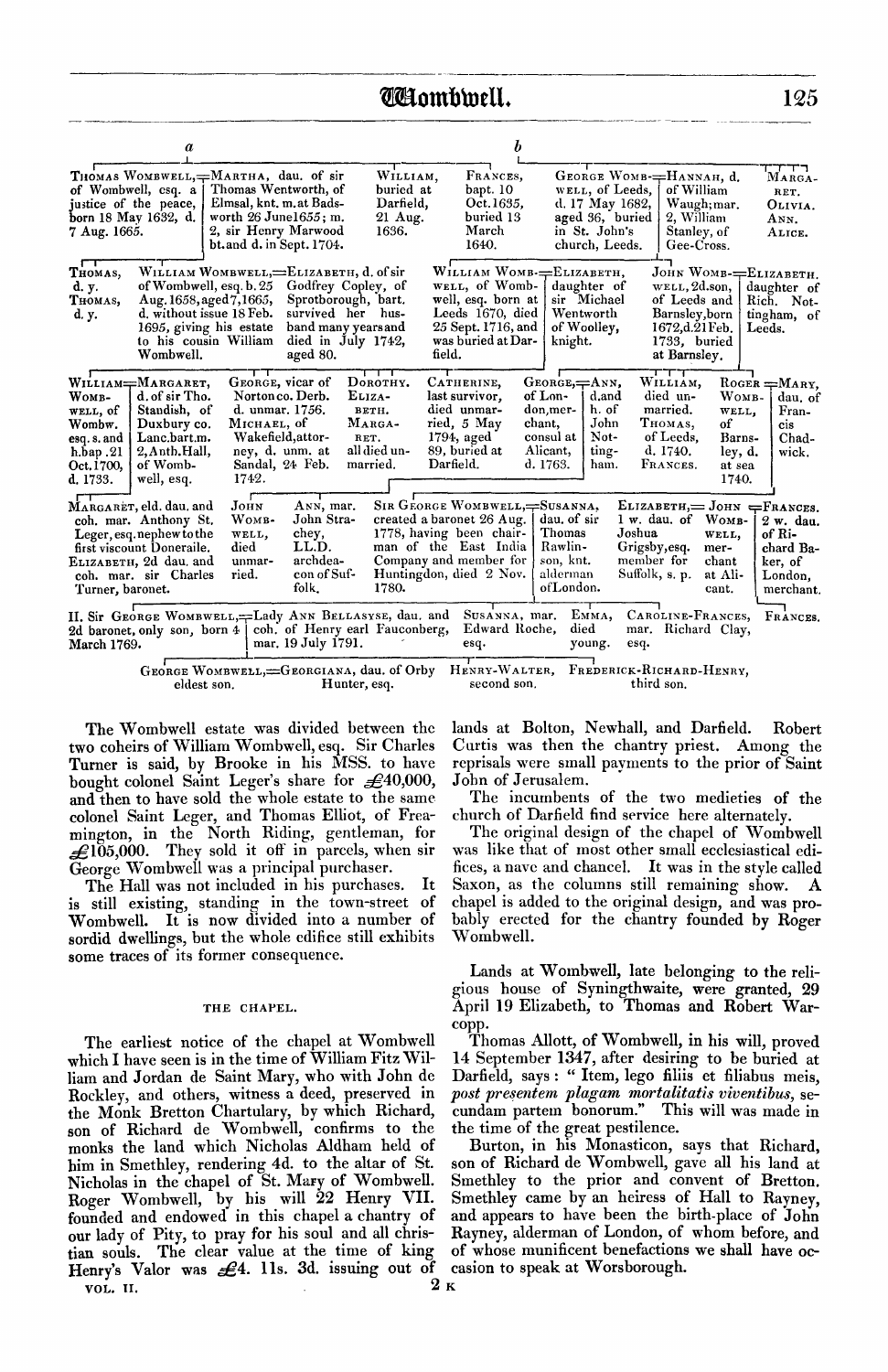a b

THOMAS WOMBWELL, of Wombwell, esq. a justice of the peace, born 18 May 1632, d. 7 Aug. 1665. = MARTHA, dau. of sir Thomas Wentworth, of Elmsal, knt. m. at Badsworth 26 June 1655; m. 2, sir Henry Marwood bt. and d. in Sept. 1704.

WILLIAM, buried at Darfield, 21 Aug. 1636.

FRANCES, bapt. 10 Oct. 1635, buried 13 March 1640.

GEORGE WOMBWELL, of Leeds, d. 17 May 1682, aged 36, buried in St. John's church, Leeds. = HANNAH, d. of William Waugh; mar. 2, William Stanley, of Gee-Cross.

MARGARET. OLIVIA. ANN. ALICE.

THOMAS, d. y. THOMAS, d. y.

WILLIAM WOMBWELL, of Wombwell, esq. b. 25 Aug. 1658, aged 7, 1665, d. without issue 18 Feb. 1695, giving his estate to his cousin William Wombwell. = ELIZABETH, d. of sir Godfrey Copley, of Sprotborough, bart. survived her husband many years and died in July 1742, aged 80.

WILLIAM WOMBWELL, of Wombwell, esq. born at Leeds 1670, died 25 Sept. 1716, and was buried at Darfield. = ELIZABETH, daughter of sir Michael Wentworth of Woolley, knight.

JOHN WOMBWELL, 2d. son, of Leeds and Barnsley, born 1672, d. 21 Feb. 1733, buried at Barnsley. = ELIZABETH, daughter of Rich. Nottingham, of Leeds.

WILLIAM WOMBWELL, of Wombw. esq. s. and h. bap. 21 Oct. 1700, d. 1733. = MARGARET, d. of sir Tho. Standish, of Duxbury co. Lanc. bart. m. 2, Anth. Hall, of Wombwell, esq.

GEORGE, vicar of Norton co. Derb. d. unmar. 1756. MICHAEL, of Wakefield, attorney, d. s. unm. at Sandal, 24 Feb. 1742.

DOROTHY. ELIZABETH. MARGARET. all died unmarried.

CATHERINE, last survivor, died unmarried, 5 May 1794, aged 89, buried at Darfield.

GEORGE, of London, merchant, consul at Alicant, d. 1763. = ANN, d. and h. of John Nottingham.

WILLIAM, died unmarried. THOMAS, of Leeds, d. 1740. FRANCES.

ROGER WOMBWELL, of Barnsley, d. at sea 1740. = MARY, dau. of Francis Chadwick.

MARGARET, eld. dau. and coh. mar. Anthony St. Leger, esq. nephew to the first viscount Doneraile. ELIZABETH, 2d dau. and coh. mar. sir Charles Turner, baronet.

JOHN WOMBWELL, died unmarried.

ANN, mar. John Strachey, LL.D. archdeacon of Suffolk.

SIR GEORGE WOMBWELL, created a baronet 26 Aug. 1778, having been chairman of the East India Company and member for Huntingdon, died 2 Nov. 1780. = SUSANNA, dau. of sir Thomas Rawlinson, knt. alderman of London.

ELIZABETH, 1 w. dau. of Joshua Grigsby, esq. member for Suffolk, s. p. = JOHN WOMBWELL, merchant at Alicant. = FRANCES, 2 w. dau. of Richard Baker, of London, merchant.

II. Sir GEORGE WOMBWELL, 2d baronet, only son, born 4 March 1769. = Lady ANN BELLASYSE, dau. and coh. of Henry earl Fauconberg, mar. 19 July 1791.

SUSANNA, mar. Edward Roche, esq.

EMMA, died young.

CAROLINE-FRANCES, mar. Richard Clay, esq.

FRANCES.

GEORGE WOMBWELL, eldest son. = GEORGIANA, dau. of Orby Hunter, esq.

HENRY-WALTER, second son.

FREDERICK-RICHARD-HENRY, third son.

The Wombwell estate was divided between the two coheirs of William Wombwell, esq. Sir Charles Turner is said, by Brooke in his MSS. to have bought colonel Saint Leger's share for £40,000, and then to have sold the whole estate to the same colonel Saint Leger, and Thomas Elliot, of Freamington, in the North Riding, gentleman, for £105,000. They sold it off in parcels, when sir George Wombwell was a principal purchaser.

The Hall was not included in his purchases. It is still existing, standing in the town-street of Wombwell. It is now divided into a number of sordid dwellings, but the whole edifice still exhibits some traces of its former consequence.

### THE CHAPEL.

The earliest notice of the chapel at Wombwell which I have seen is in the time of William Fitz William and Jordan de Saint Mary, who with John de Rockley, and others, witness a deed, preserved in the Monk Bretton Chartulary, by which Richard, son of Richard de Wombwell, confirms to the monks the land which Nicholas Aldham held of him in Smethley, rendering 4d. to the altar of St. Nicholas in the chapel of St. Mary of Wombwell. Roger Wombwell, by his will 22 Henry VII. founded and endowed in this chapel a chantry of our lady of Pity, to pray for his soul and all christian souls. The clear value at the time of king Henry's Valor was £4. 11s. 3d. issuing out of lands at Bolton, Newhall, and Darfield. Robert Curtis was then the chantry priest. Among the reprisals were small payments to the prior of Saint John of Jerusalem.

The incumbents of the two medieties of the church of Darfield find service here alternately.

The original design of the chapel of Wombwell was like that of most other small ecclesiastical edifices, a nave and chancel. It was in the style called Saxon, as the columns still remaining show. A chapel is added to the original design, and was probably erected for the chantry founded by Roger Wombwell.

Lands at Wombwell, late belonging to the religious house of Syningthwaite, were granted, 29 April 19 Elizabeth, to Thomas and Robert Warcopp.

Thomas Allott, of Wombwell, in his will, proved 14 September 1347, after desiring to be buried at Darfield, says: "Item, lego filiis et filiabus meis, *post presentem plagam mortalitatis viventibus*, secundam partem bonorum." This will was made in the time of the great pestilence.

Burton, in his Monasticon, says that Richard, son of Richard de Wombwell, gave all his land at Smethley to the prior and convent of Bretton. Smethley came by an heiress of Hall to Rayney, and appears to have been the birth-place of John Rayney, alderman of London, of whom before, and of whose munificent benefactions we shall have occasion to speak at Worsborough.